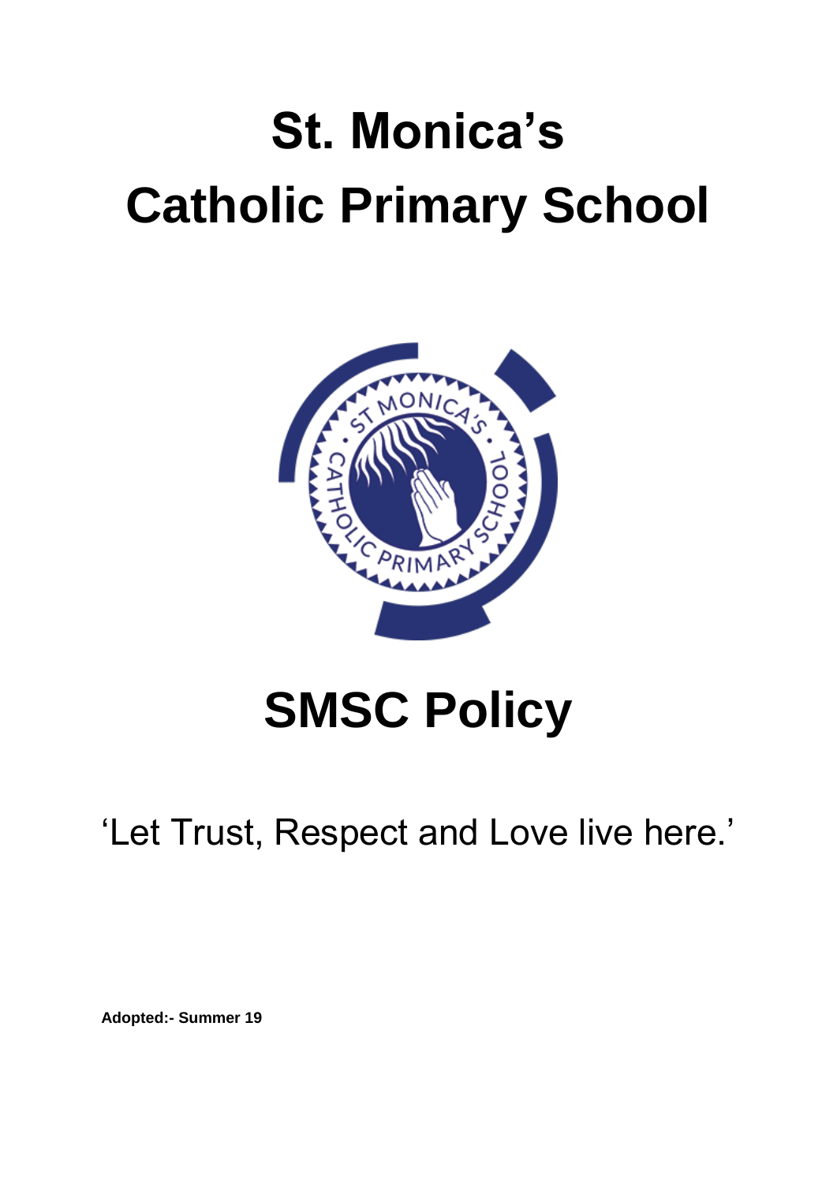# St. Monica's Catholic Primary School

# SMSC Policy

'Let Trust, Respect and Love live here.'

**Adopted:- Summer 19**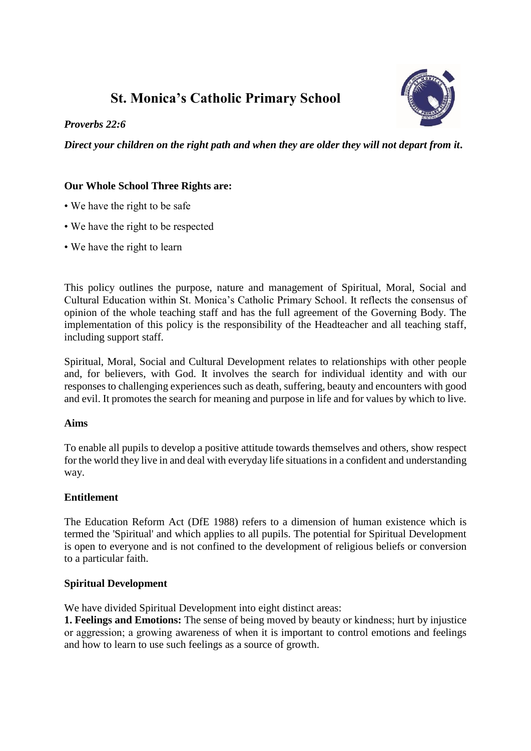# St. Monica's Catholic Primary School

***Proverbs 22:6***

***Direct your children on the right path and when they are older they will not depart from it.***

**Our Whole School Three Rights are:**

- We have the right to be safe
- We have the right to be respected
- We have the right to learn

This policy outlines the purpose, nature and management of Spiritual, Moral, Social and Cultural Education within St. Monica's Catholic Primary School. It reflects the consensus of opinion of the whole teaching staff and has the full agreement of the Governing Body. The implementation of this policy is the responsibility of the Headteacher and all teaching staff, including support staff.

Spiritual, Moral, Social and Cultural Development relates to relationships with other people and, for believers, with God. It involves the search for individual identity and with our responses to challenging experiences such as death, suffering, beauty and encounters with good and evil. It promotes the search for meaning and purpose in life and for values by which to live.

**Aims**

To enable all pupils to develop a positive attitude towards themselves and others, show respect for the world they live in and deal with everyday life situations in a confident and understanding way.

**Entitlement**

The Education Reform Act (DfE 1988) refers to a dimension of human existence which is termed the 'Spiritual' and which applies to all pupils. The potential for Spiritual Development is open to everyone and is not confined to the development of religious beliefs or conversion to a particular faith.

**Spiritual Development**

We have divided Spiritual Development into eight distinct areas:

**1. Feelings and Emotions:** The sense of being moved by beauty or kindness; hurt by injustice or aggression; a growing awareness of when it is important to control emotions and feelings and how to learn to use such feelings as a source of growth.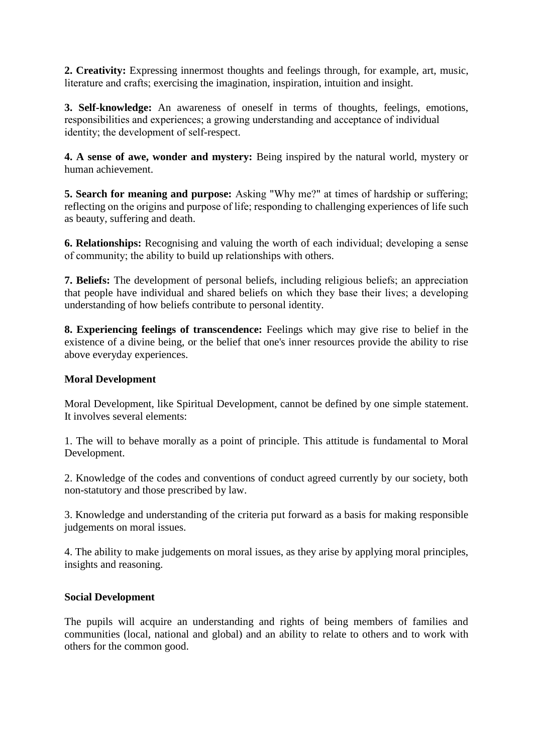**2. Creativity:** Expressing innermost thoughts and feelings through, for example, art, music, literature and crafts; exercising the imagination, inspiration, intuition and insight.

**3. Self-knowledge:** An awareness of oneself in terms of thoughts, feelings, emotions, responsibilities and experiences; a growing understanding and acceptance of individual identity; the development of self-respect.

**4. A sense of awe, wonder and mystery:** Being inspired by the natural world, mystery or human achievement.

**5. Search for meaning and purpose:** Asking "Why me?" at times of hardship or suffering; reflecting on the origins and purpose of life; responding to challenging experiences of life such as beauty, suffering and death.

**6. Relationships:** Recognising and valuing the worth of each individual; developing a sense of community; the ability to build up relationships with others.

**7. Beliefs:** The development of personal beliefs, including religious beliefs; an appreciation that people have individual and shared beliefs on which they base their lives; a developing understanding of how beliefs contribute to personal identity.

**8. Experiencing feelings of transcendence:** Feelings which may give rise to belief in the existence of a divine being, or the belief that one's inner resources provide the ability to rise above everyday experiences.

**Moral Development**

Moral Development, like Spiritual Development, cannot be defined by one simple statement. It involves several elements:

1. The will to behave morally as a point of principle. This attitude is fundamental to Moral Development.

2. Knowledge of the codes and conventions of conduct agreed currently by our society, both non-statutory and those prescribed by law.

3. Knowledge and understanding of the criteria put forward as a basis for making responsible judgements on moral issues.

4. The ability to make judgements on moral issues, as they arise by applying moral principles, insights and reasoning.

**Social Development**

The pupils will acquire an understanding and rights of being members of families and communities (local, national and global) and an ability to relate to others and to work with others for the common good.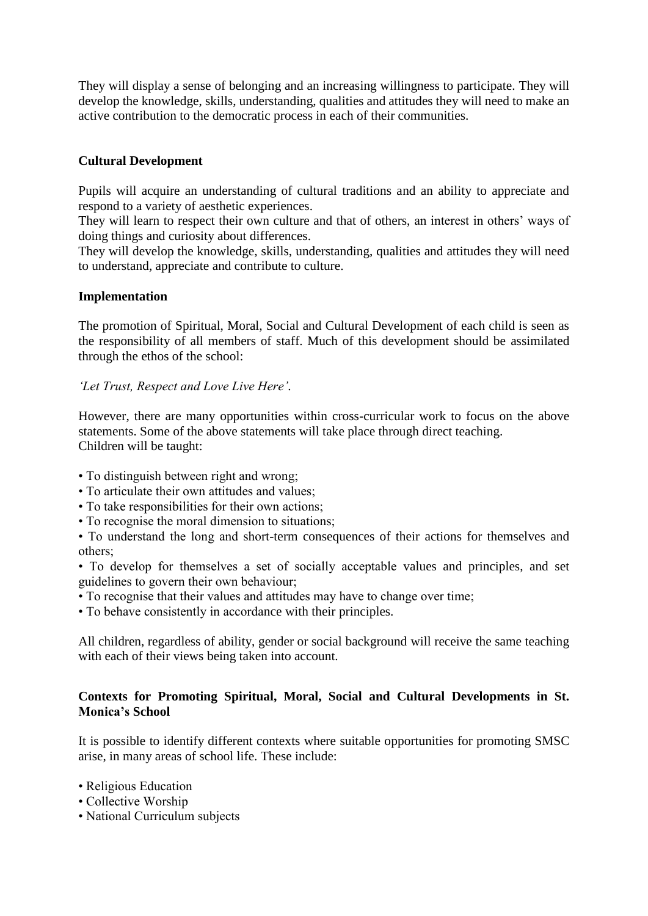They will display a sense of belonging and an increasing willingness to participate. They will develop the knowledge, skills, understanding, qualities and attitudes they will need to make an active contribution to the democratic process in each of their communities.

**Cultural Development**

Pupils will acquire an understanding of cultural traditions and an ability to appreciate and respond to a variety of aesthetic experiences.
They will learn to respect their own culture and that of others, an interest in others' ways of doing things and curiosity about differences.
They will develop the knowledge, skills, understanding, qualities and attitudes they will need to understand, appreciate and contribute to culture.

**Implementation**

The promotion of Spiritual, Moral, Social and Cultural Development of each child is seen as the responsibility of all members of staff. Much of this development should be assimilated through the ethos of the school:

*'Let Trust, Respect and Love Live Here'.*

However, there are many opportunities within cross-curricular work to focus on the above statements. Some of the above statements will take place through direct teaching.
Children will be taught:

- To distinguish between right and wrong;
- To articulate their own attitudes and values;
- To take responsibilities for their own actions;
- To recognise the moral dimension to situations;
- To understand the long and short-term consequences of their actions for themselves and others;
- To develop for themselves a set of socially acceptable values and principles, and set guidelines to govern their own behaviour;
- To recognise that their values and attitudes may have to change over time;
- To behave consistently in accordance with their principles.

All children, regardless of ability, gender or social background will receive the same teaching with each of their views being taken into account.

**Contexts for Promoting Spiritual, Moral, Social and Cultural Developments in St. Monica's School**

It is possible to identify different contexts where suitable opportunities for promoting SMSC arise, in many areas of school life. These include:

- Religious Education
- Collective Worship
- National Curriculum subjects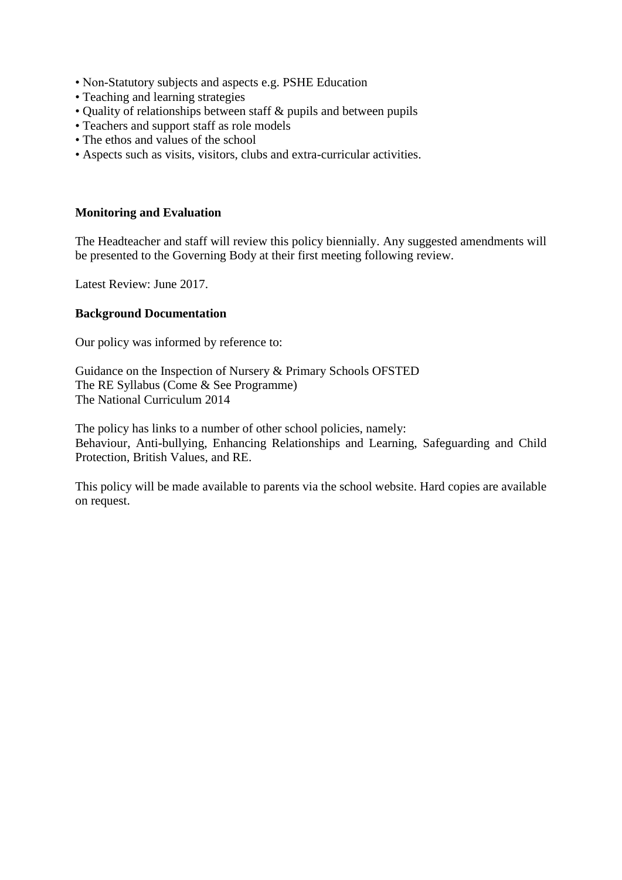- Non-Statutory subjects and aspects e.g. PSHE Education
- Teaching and learning strategies
- Quality of relationships between staff & pupils and between pupils
- Teachers and support staff as role models
- The ethos and values of the school
- Aspects such as visits, visitors, clubs and extra-curricular activities.

**Monitoring and Evaluation**

The Headteacher and staff will review this policy biennially. Any suggested amendments will be presented to the Governing Body at their first meeting following review.

Latest Review: June 2017.

**Background Documentation**

Our policy was informed by reference to:

Guidance on the Inspection of Nursery & Primary Schools OFSTED
The RE Syllabus (Come & See Programme)
The National Curriculum 2014

The policy has links to a number of other school policies, namely:
Behaviour, Anti-bullying, Enhancing Relationships and Learning, Safeguarding and Child Protection, British Values, and RE.

This policy will be made available to parents via the school website. Hard copies are available on request.